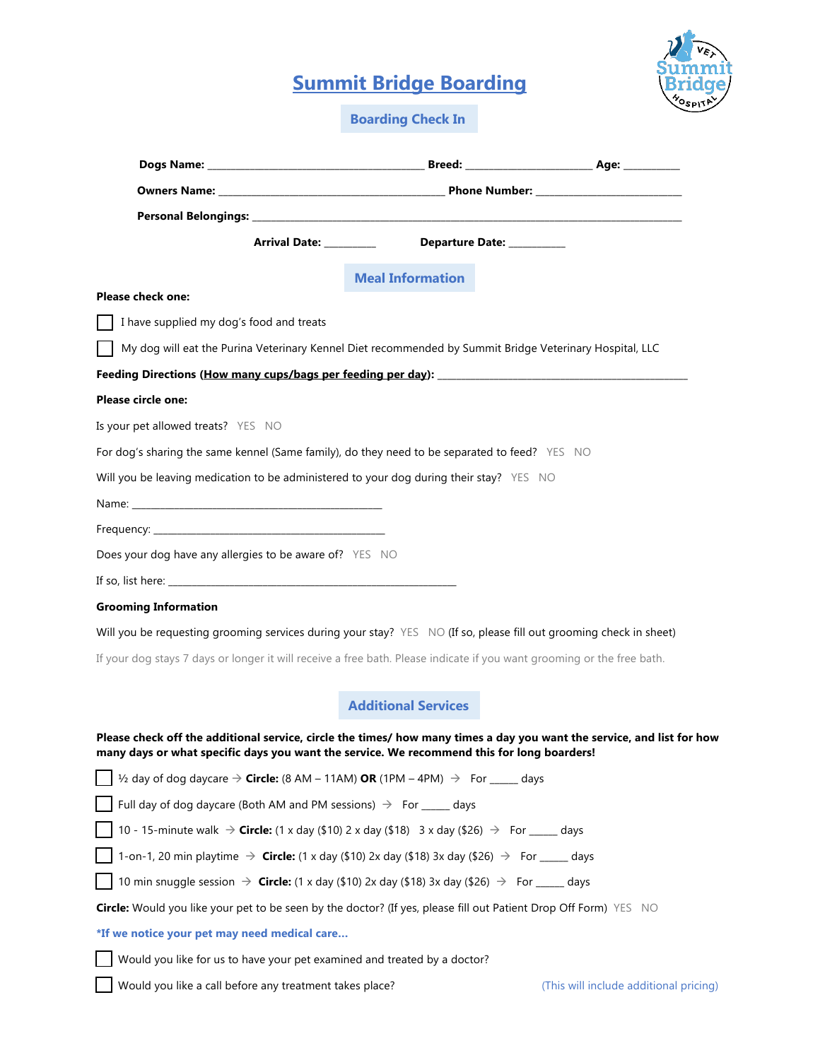# Summit Bridge Boarding

## Boarding Check In

**Dogs Name:** ______________________________ **Breed:** ____________________ **Age:** __________

**Owners Name:** ______________________________ **Phone Number:** ________________________

**Personal Belongings:** ____________________________________________________________________

**Arrival Date:** _________ **Departure Date:** __________

## Meal Information

**Please check one:**

☐ I have supplied my dog's food and treats

☐ My dog will eat the Purina Veterinary Kennel Diet recommended by Summit Bridge Veterinary Hospital, LLC

**Feeding Directions (How many cups/bags per feeding per day):** ____________________________________________

**Please circle one:**

Is your pet allowed treats? YES NO

For dog's sharing the same kennel (Same family), do they need to be separated to feed? YES NO

Will you be leaving medication to be administered to your dog during their stay? YES NO

Name: ______________________________________________

Frequency: __________________________________________

Does your dog have any allergies to be aware of? YES NO

If so, list here: ____________________________________________________

**Grooming Information**

Will you be requesting grooming services during your stay? YES NO (If so, please fill out grooming check in sheet)

If your dog stays 7 days or longer it will receive a free bath. Please indicate if you want grooming or the free bath.

## Additional Services

**Please check off the additional service, circle the times/ how many times a day you want the service, and list for how many days or what specific days you want the service. We recommend this for long boarders!**

☐ ½ day of dog daycare → **Circle:** (8 AM – 11AM) **OR** (1PM – 4PM) → For _____ days

☐ Full day of dog daycare (Both AM and PM sessions) → For _____ days

☐ 10 - 15-minute walk → **Circle:** (1 x day ($10) 2 x day ($18) 3 x day ($26) → For _____ days

☐ 1-on-1, 20 min playtime → **Circle:** (1 x day ($10) 2x day ($18) 3x day ($26) → For _____ days

☐ 10 min snuggle session → **Circle:** (1 x day ($10) 2x day ($18) 3x day ($26) → For _____ days

**Circle:** Would you like your pet to be seen by the doctor? (If yes, please fill out Patient Drop Off Form) YES NO

***If we notice your pet may need medical care…**

☐ Would you like for us to have your pet examined and treated by a doctor?

☐ Would you like a call before any treatment takes place? (This will include additional pricing)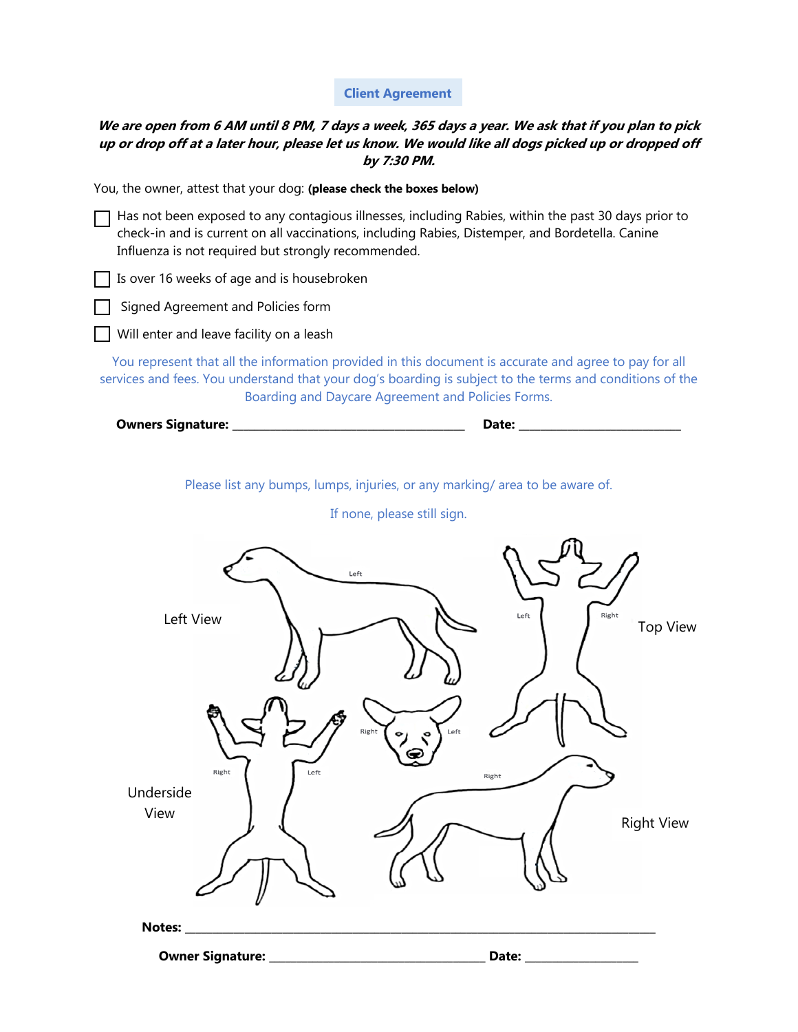## Client Agreement

***We are open from 6 AM until 8 PM, 7 days a week, 365 days a year. We ask that if you plan to pick up or drop off at a later hour, please let us know. We would like all dogs picked up or dropped off by 7:30 PM.***

You, the owner, attest that your dog: **(please check the boxes below)**

- ☐ Has not been exposed to any contagious illnesses, including Rabies, within the past 30 days prior to check-in and is current on all vaccinations, including Rabies, Distemper, and Bordetella. Canine Influenza is not required but strongly recommended.
- ☐ Is over 16 weeks of age and is housebroken
- ☐ Signed Agreement and Policies form
- ☐ Will enter and leave facility on a leash

You represent that all the information provided in this document is accurate and agree to pay for all services and fees. You understand that your dog's boarding is subject to the terms and conditions of the Boarding and Daycare Agreement and Policies Forms.

**Owners Signature:** ______________________________ **Date:** ____________________

Please list any bumps, lumps, injuries, or any marking/ area to be aware of.

If none, please still sign.

Left View

Left

Top View

Left Right

Right Left

Underside View

Right Left

Right

Right View

**Notes:** ____________________________________________________________

**Owner Signature:** ______________________________ **Date:** ____________________